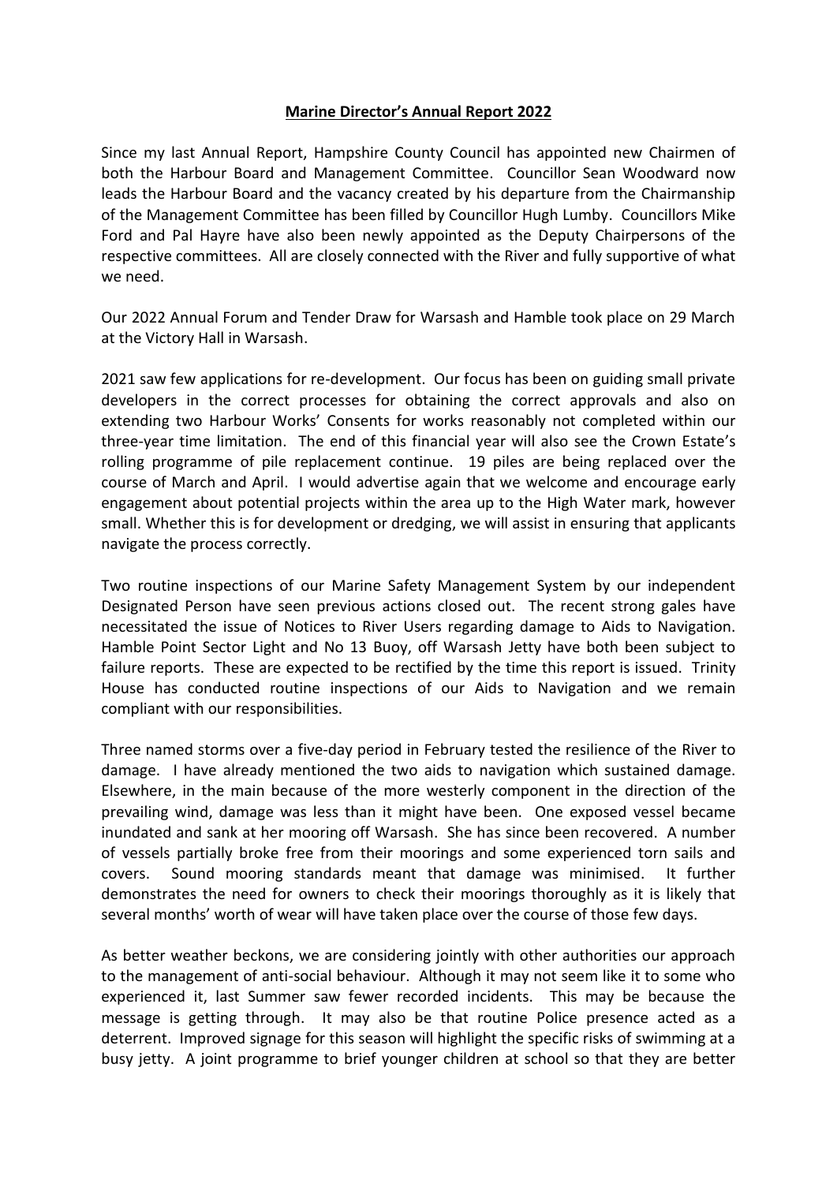# Marine Director's Annual Report 2022

Since my last Annual Report, Hampshire County Council has appointed new Chairmen of both the Harbour Board and Management Committee. Councillor Sean Woodward now leads the Harbour Board and the vacancy created by his departure from the Chairmanship of the Management Committee has been filled by Councillor Hugh Lumby. Councillors Mike Ford and Pal Hayre have also been newly appointed as the Deputy Chairpersons of the respective committees. All are closely connected with the River and fully supportive of what we need.

Our 2022 Annual Forum and Tender Draw for Warsash and Hamble took place on 29 March at the Victory Hall in Warsash.

2021 saw few applications for re-development. Our focus has been on guiding small private developers in the correct processes for obtaining the correct approvals and also on extending two Harbour Works' Consents for works reasonably not completed within our three-year time limitation. The end of this financial year will also see the Crown Estate's rolling programme of pile replacement continue. 19 piles are being replaced over the course of March and April. I would advertise again that we welcome and encourage early engagement about potential projects within the area up to the High Water mark, however small. Whether this is for development or dredging, we will assist in ensuring that applicants navigate the process correctly.

Two routine inspections of our Marine Safety Management System by our independent Designated Person have seen previous actions closed out. The recent strong gales have necessitated the issue of Notices to River Users regarding damage to Aids to Navigation. Hamble Point Sector Light and No 13 Buoy, off Warsash Jetty have both been subject to failure reports. These are expected to be rectified by the time this report is issued. Trinity House has conducted routine inspections of our Aids to Navigation and we remain compliant with our responsibilities.

Three named storms over a five-day period in February tested the resilience of the River to damage. I have already mentioned the two aids to navigation which sustained damage. Elsewhere, in the main because of the more westerly component in the direction of the prevailing wind, damage was less than it might have been. One exposed vessel became inundated and sank at her mooring off Warsash. She has since been recovered. A number of vessels partially broke free from their moorings and some experienced torn sails and covers. Sound mooring standards meant that damage was minimised. It further demonstrates the need for owners to check their moorings thoroughly as it is likely that several months' worth of wear will have taken place over the course of those few days.

As better weather beckons, we are considering jointly with other authorities our approach to the management of anti-social behaviour. Although it may not seem like it to some who experienced it, last Summer saw fewer recorded incidents. This may be because the message is getting through. It may also be that routine Police presence acted as a deterrent. Improved signage for this season will highlight the specific risks of swimming at a busy jetty. A joint programme to brief younger children at school so that they are better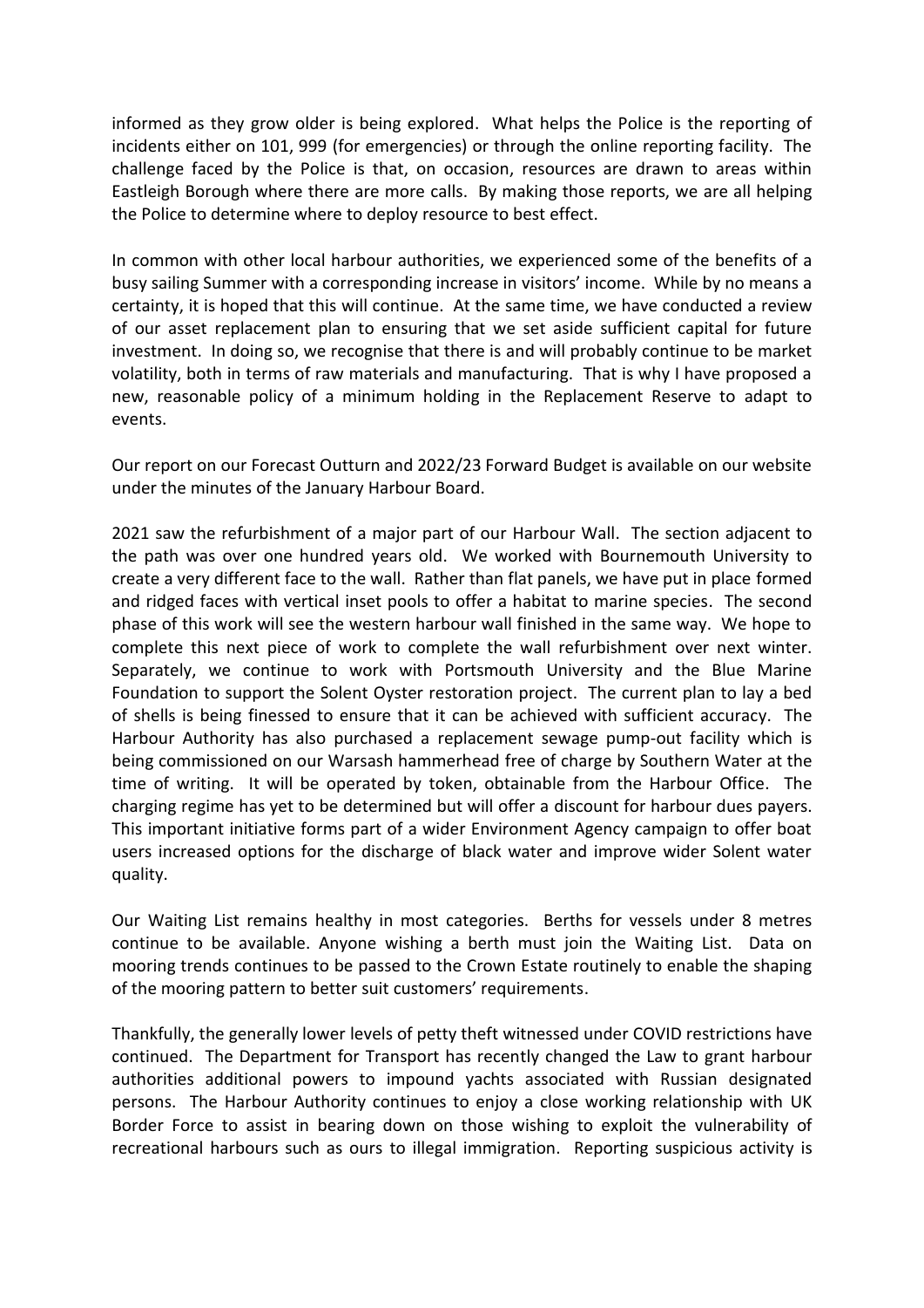informed as they grow older is being explored. What helps the Police is the reporting of incidents either on 101, 999 (for emergencies) or through the online reporting facility. The challenge faced by the Police is that, on occasion, resources are drawn to areas within Eastleigh Borough where there are more calls. By making those reports, we are all helping the Police to determine where to deploy resource to best effect.

In common with other local harbour authorities, we experienced some of the benefits of a busy sailing Summer with a corresponding increase in visitors' income. While by no means a certainty, it is hoped that this will continue. At the same time, we have conducted a review of our asset replacement plan to ensuring that we set aside sufficient capital for future investment. In doing so, we recognise that there is and will probably continue to be market volatility, both in terms of raw materials and manufacturing. That is why I have proposed a new, reasonable policy of a minimum holding in the Replacement Reserve to adapt to events.

Our report on our Forecast Outturn and 2022/23 Forward Budget is available on our website under the minutes of the January Harbour Board.

2021 saw the refurbishment of a major part of our Harbour Wall. The section adjacent to the path was over one hundred years old. We worked with Bournemouth University to create a very different face to the wall. Rather than flat panels, we have put in place formed and ridged faces with vertical inset pools to offer a habitat to marine species. The second phase of this work will see the western harbour wall finished in the same way. We hope to complete this next piece of work to complete the wall refurbishment over next winter. Separately, we continue to work with Portsmouth University and the Blue Marine Foundation to support the Solent Oyster restoration project. The current plan to lay a bed of shells is being finessed to ensure that it can be achieved with sufficient accuracy. The Harbour Authority has also purchased a replacement sewage pump-out facility which is being commissioned on our Warsash hammerhead free of charge by Southern Water at the time of writing. It will be operated by token, obtainable from the Harbour Office. The charging regime has yet to be determined but will offer a discount for harbour dues payers. This important initiative forms part of a wider Environment Agency campaign to offer boat users increased options for the discharge of black water and improve wider Solent water quality.

Our Waiting List remains healthy in most categories. Berths for vessels under 8 metres continue to be available. Anyone wishing a berth must join the Waiting List. Data on mooring trends continues to be passed to the Crown Estate routinely to enable the shaping of the mooring pattern to better suit customers' requirements.

Thankfully, the generally lower levels of petty theft witnessed under COVID restrictions have continued. The Department for Transport has recently changed the Law to grant harbour authorities additional powers to impound yachts associated with Russian designated persons. The Harbour Authority continues to enjoy a close working relationship with UK Border Force to assist in bearing down on those wishing to exploit the vulnerability of recreational harbours such as ours to illegal immigration. Reporting suspicious activity is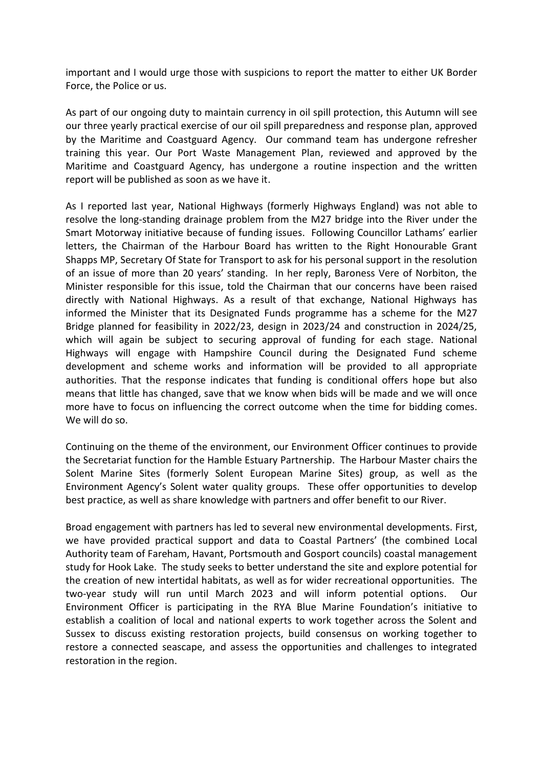important and I would urge those with suspicions to report the matter to either UK Border Force, the Police or us.

As part of our ongoing duty to maintain currency in oil spill protection, this Autumn will see our three yearly practical exercise of our oil spill preparedness and response plan, approved by the Maritime and Coastguard Agency. Our command team has undergone refresher training this year. Our Port Waste Management Plan, reviewed and approved by the Maritime and Coastguard Agency, has undergone a routine inspection and the written report will be published as soon as we have it.

As I reported last year, National Highways (formerly Highways England) was not able to resolve the long-standing drainage problem from the M27 bridge into the River under the Smart Motorway initiative because of funding issues. Following Councillor Lathams' earlier letters, the Chairman of the Harbour Board has written to the Right Honourable Grant Shapps MP, Secretary Of State for Transport to ask for his personal support in the resolution of an issue of more than 20 years' standing. In her reply, Baroness Vere of Norbiton, the Minister responsible for this issue, told the Chairman that our concerns have been raised directly with National Highways. As a result of that exchange, National Highways has informed the Minister that its Designated Funds programme has a scheme for the M27 Bridge planned for feasibility in 2022/23, design in 2023/24 and construction in 2024/25, which will again be subject to securing approval of funding for each stage. National Highways will engage with Hampshire Council during the Designated Fund scheme development and scheme works and information will be provided to all appropriate authorities. That the response indicates that funding is conditional offers hope but also means that little has changed, save that we know when bids will be made and we will once more have to focus on influencing the correct outcome when the time for bidding comes. We will do so.

Continuing on the theme of the environment, our Environment Officer continues to provide the Secretariat function for the Hamble Estuary Partnership. The Harbour Master chairs the Solent Marine Sites (formerly Solent European Marine Sites) group, as well as the Environment Agency's Solent water quality groups. These offer opportunities to develop best practice, as well as share knowledge with partners and offer benefit to our River.

Broad engagement with partners has led to several new environmental developments. First, we have provided practical support and data to Coastal Partners' (the combined Local Authority team of Fareham, Havant, Portsmouth and Gosport councils) coastal management study for Hook Lake. The study seeks to better understand the site and explore potential for the creation of new intertidal habitats, as well as for wider recreational opportunities. The two-year study will run until March 2023 and will inform potential options. Our Environment Officer is participating in the RYA Blue Marine Foundation's initiative to establish a coalition of local and national experts to work together across the Solent and Sussex to discuss existing restoration projects, build consensus on working together to restore a connected seascape, and assess the opportunities and challenges to integrated restoration in the region.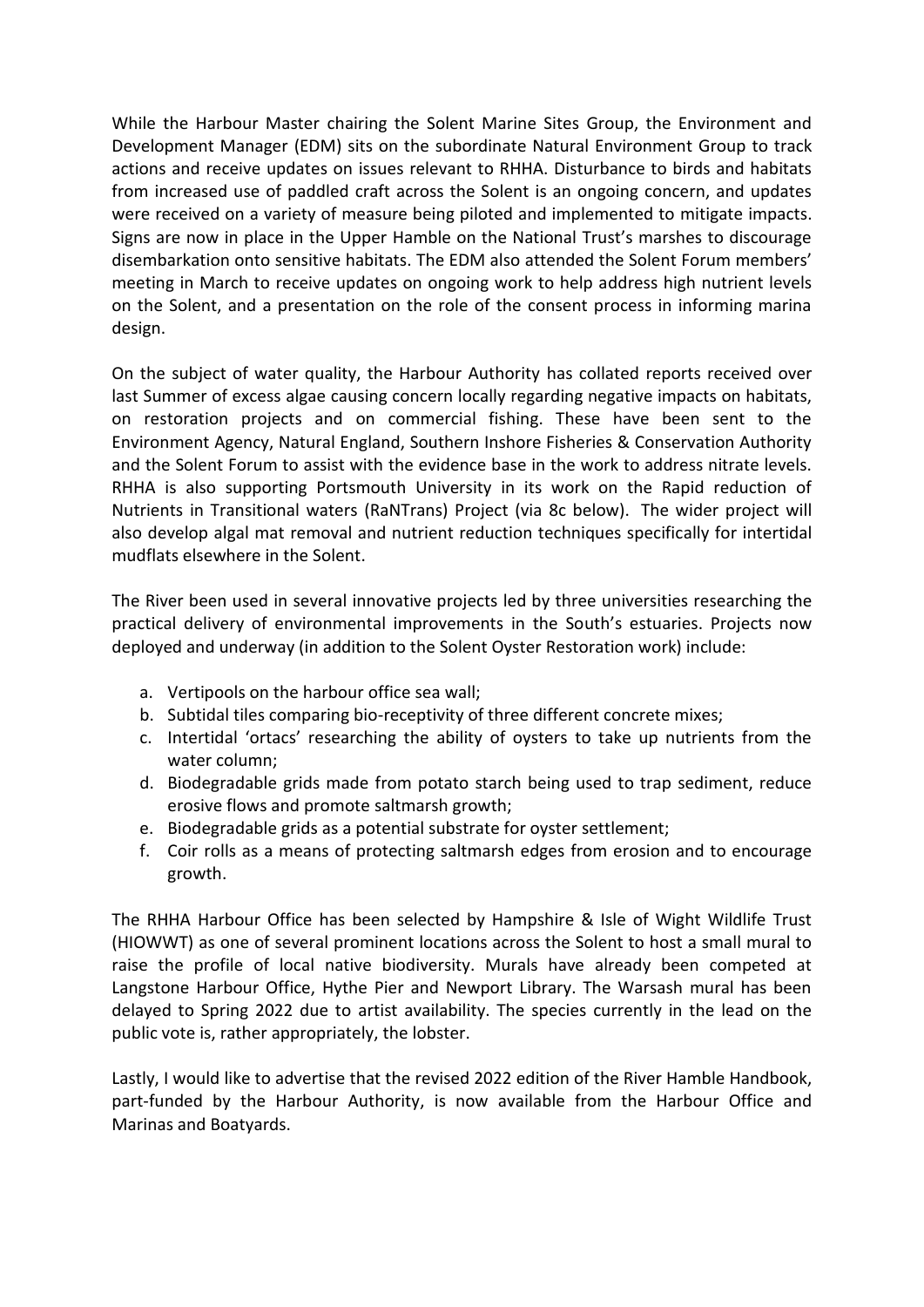While the Harbour Master chairing the Solent Marine Sites Group, the Environment and Development Manager (EDM) sits on the subordinate Natural Environment Group to track actions and receive updates on issues relevant to RHHA. Disturbance to birds and habitats from increased use of paddled craft across the Solent is an ongoing concern, and updates were received on a variety of measure being piloted and implemented to mitigate impacts. Signs are now in place in the Upper Hamble on the National Trust's marshes to discourage disembarkation onto sensitive habitats. The EDM also attended the Solent Forum members' meeting in March to receive updates on ongoing work to help address high nutrient levels on the Solent, and a presentation on the role of the consent process in informing marina design.

On the subject of water quality, the Harbour Authority has collated reports received over last Summer of excess algae causing concern locally regarding negative impacts on habitats, on restoration projects and on commercial fishing. These have been sent to the Environment Agency, Natural England, Southern Inshore Fisheries & Conservation Authority and the Solent Forum to assist with the evidence base in the work to address nitrate levels. RHHA is also supporting Portsmouth University in its work on the Rapid reduction of Nutrients in Transitional waters (RaNTrans) Project (via 8c below). The wider project will also develop algal mat removal and nutrient reduction techniques specifically for intertidal mudflats elsewhere in the Solent.

The River been used in several innovative projects led by three universities researching the practical delivery of environmental improvements in the South's estuaries. Projects now deployed and underway (in addition to the Solent Oyster Restoration work) include:

a. Vertipools on the harbour office sea wall;
b. Subtidal tiles comparing bio-receptivity of three different concrete mixes;
c. Intertidal 'ortacs' researching the ability of oysters to take up nutrients from the water column;
d. Biodegradable grids made from potato starch being used to trap sediment, reduce erosive flows and promote saltmarsh growth;
e. Biodegradable grids as a potential substrate for oyster settlement;
f. Coir rolls as a means of protecting saltmarsh edges from erosion and to encourage growth.

The RHHA Harbour Office has been selected by Hampshire & Isle of Wight Wildlife Trust (HIOWWT) as one of several prominent locations across the Solent to host a small mural to raise the profile of local native biodiversity. Murals have already been competed at Langstone Harbour Office, Hythe Pier and Newport Library. The Warsash mural has been delayed to Spring 2022 due to artist availability. The species currently in the lead on the public vote is, rather appropriately, the lobster.

Lastly, I would like to advertise that the revised 2022 edition of the River Hamble Handbook, part-funded by the Harbour Authority, is now available from the Harbour Office and Marinas and Boatyards.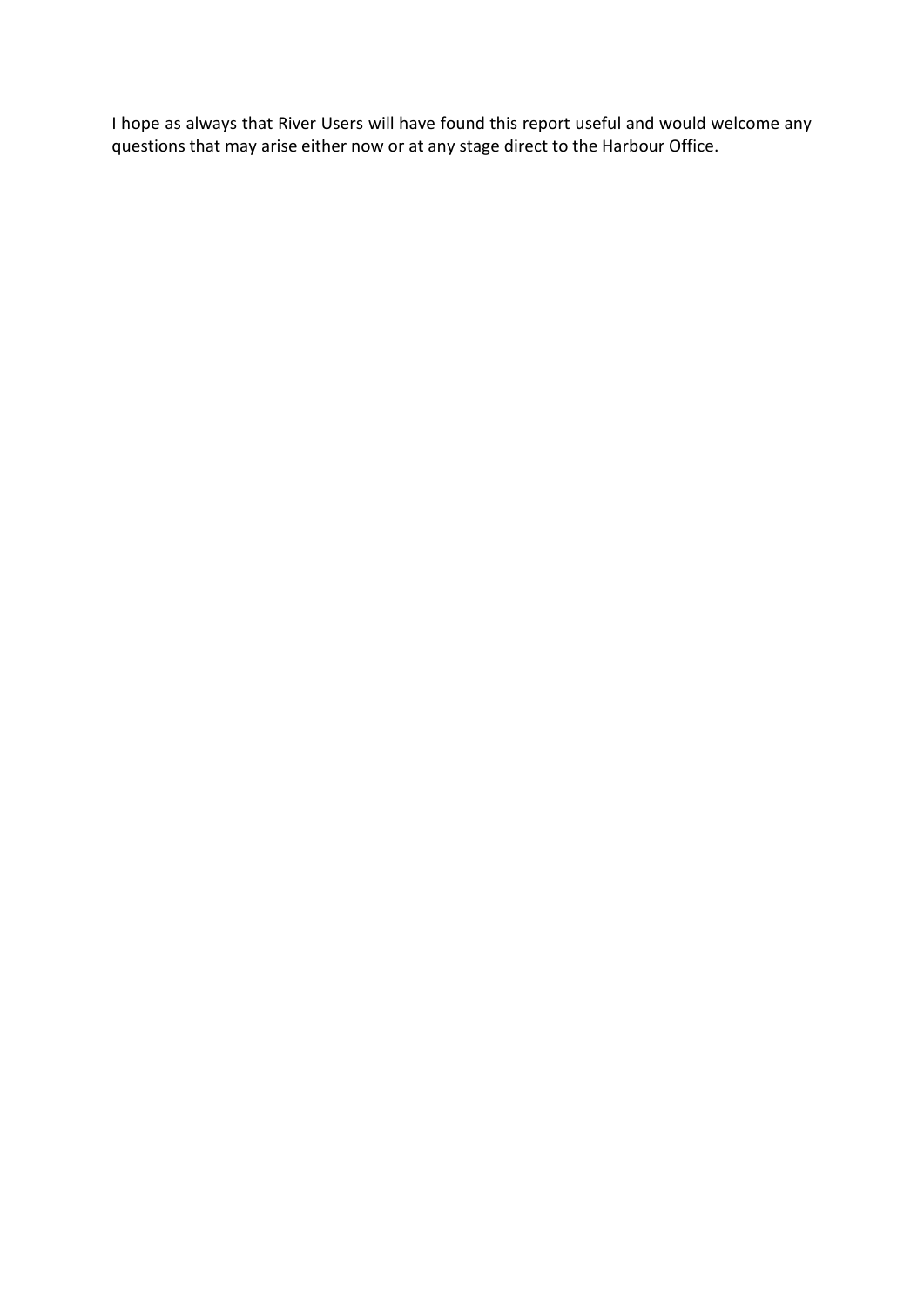I hope as always that River Users will have found this report useful and would welcome any questions that may arise either now or at any stage direct to the Harbour Office.